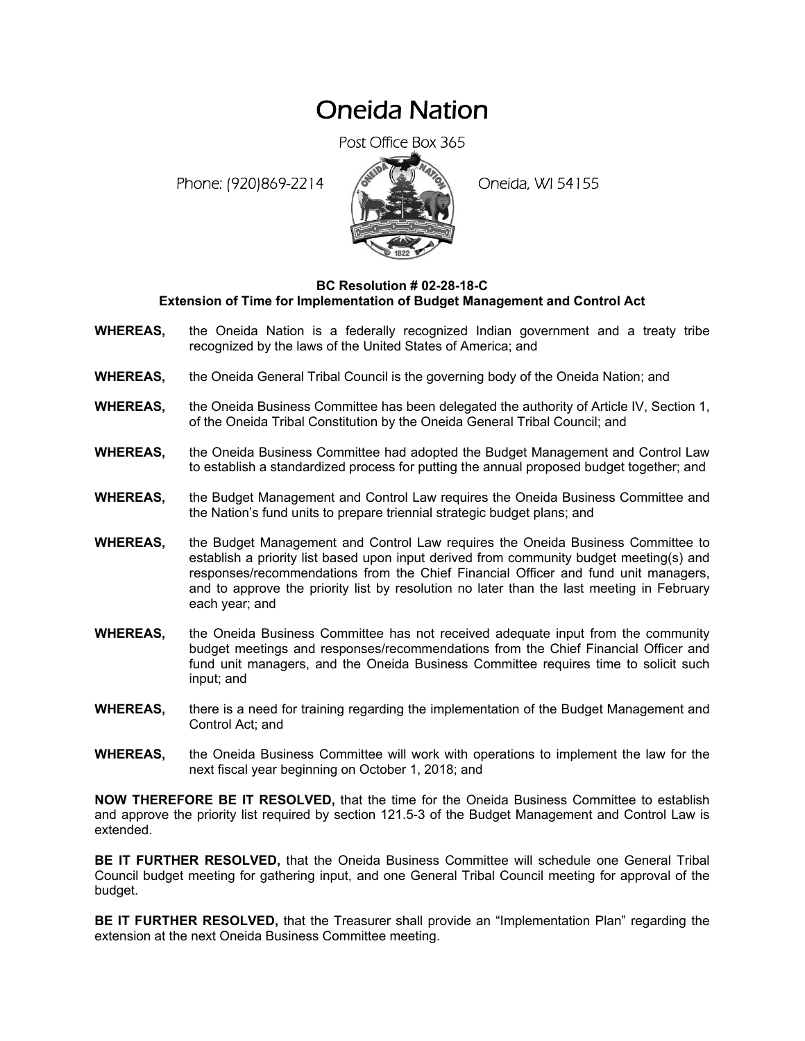# Oneida Nation

Post Office Box 365

Phone: (920)869-2214 Oneida, WI 54155

**BC Resolution # 02-28-18-C**
**Extension of Time for Implementation of Budget Management and Control Act**

**WHEREAS,** the Oneida Nation is a federally recognized Indian government and a treaty tribe recognized by the laws of the United States of America; and

**WHEREAS,** the Oneida General Tribal Council is the governing body of the Oneida Nation; and

**WHEREAS,** the Oneida Business Committee has been delegated the authority of Article IV, Section 1, of the Oneida Tribal Constitution by the Oneida General Tribal Council; and

**WHEREAS,** the Oneida Business Committee had adopted the Budget Management and Control Law to establish a standardized process for putting the annual proposed budget together; and

**WHEREAS,** the Budget Management and Control Law requires the Oneida Business Committee and the Nation's fund units to prepare triennial strategic budget plans; and

**WHEREAS,** the Budget Management and Control Law requires the Oneida Business Committee to establish a priority list based upon input derived from community budget meeting(s) and responses/recommendations from the Chief Financial Officer and fund unit managers, and to approve the priority list by resolution no later than the last meeting in February each year; and

**WHEREAS,** the Oneida Business Committee has not received adequate input from the community budget meetings and responses/recommendations from the Chief Financial Officer and fund unit managers, and the Oneida Business Committee requires time to solicit such input; and

**WHEREAS,** there is a need for training regarding the implementation of the Budget Management and Control Act; and

**WHEREAS,** the Oneida Business Committee will work with operations to implement the law for the next fiscal year beginning on October 1, 2018; and

**NOW THEREFORE BE IT RESOLVED,** that the time for the Oneida Business Committee to establish and approve the priority list required by section 121.5-3 of the Budget Management and Control Law is extended.

**BE IT FURTHER RESOLVED,** that the Oneida Business Committee will schedule one General Tribal Council budget meeting for gathering input, and one General Tribal Council meeting for approval of the budget.

**BE IT FURTHER RESOLVED,** that the Treasurer shall provide an "Implementation Plan" regarding the extension at the next Oneida Business Committee meeting.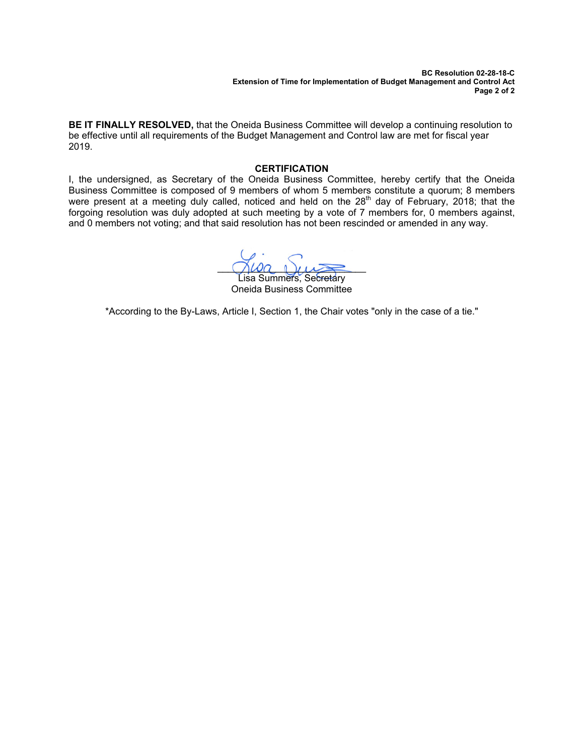**BE IT FINALLY RESOLVED,** that the Oneida Business Committee will develop a continuing resolution to be effective until all requirements of the Budget Management and Control law are met for fiscal year 2019.

**CERTIFICATION**

I, the undersigned, as Secretary of the Oneida Business Committee, hereby certify that the Oneida Business Committee is composed of 9 members of whom 5 members constitute a quorum; 8 members were present at a meeting duly called, noticed and held on the 28th day of February, 2018; that the forgoing resolution was duly adopted at such meeting by a vote of 7 members for, 0 members against, and 0 members not voting; and that said resolution has not been rescinded or amended in any way.

Lisa Summers, Secretary
Oneida Business Committee

*According to the By-Laws, Article I, Section 1, the Chair votes "only in the case of a tie."